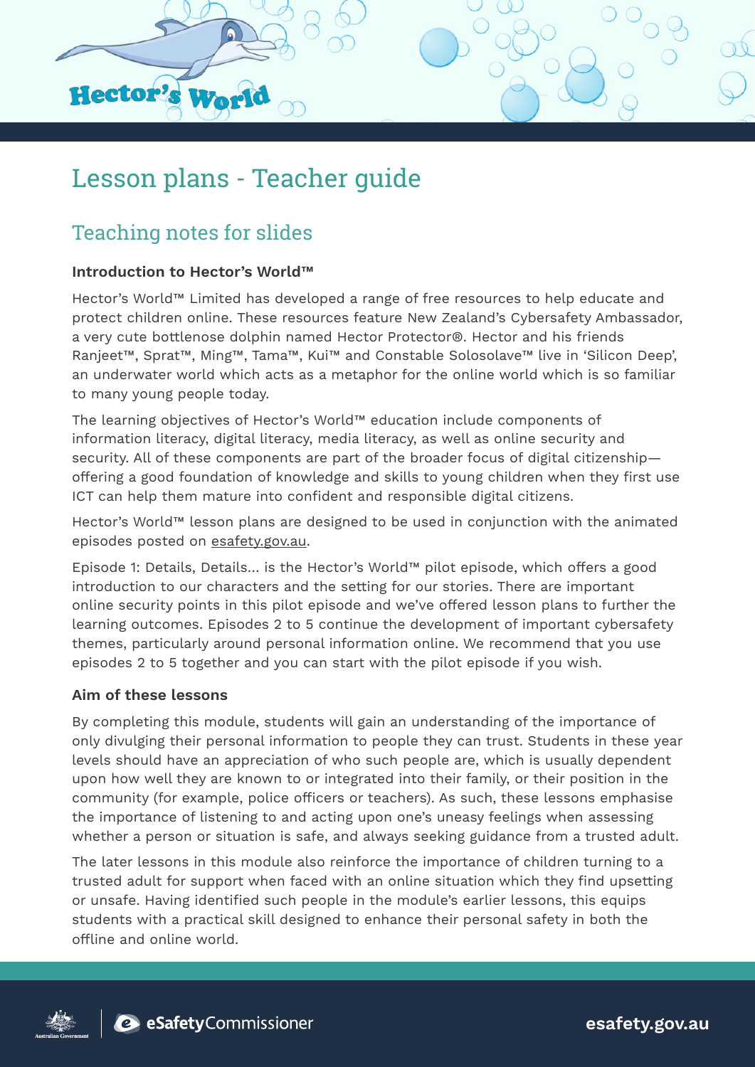# Lesson plans - Teacher guide

## Teaching notes for slides

**Introduction to Hector's World™**

Hector's World™ Limited has developed a range of free resources to help educate and protect children online. These resources feature New Zealand's Cybersafety Ambassador, a very cute bottlenose dolphin named Hector Protector®. Hector and his friends Ranjeet™, Sprat™, Ming™, Tama™, Kui™ and Constable Solosolave™ live in 'Silicon Deep', an underwater world which acts as a metaphor for the online world which is so familiar to many young people today.

The learning objectives of Hector's World™ education include components of information literacy, digital literacy, media literacy, as well as online security and security. All of these components are part of the broader focus of digital citizenship—offering a good foundation of knowledge and skills to young children when they first use ICT can help them mature into confident and responsible digital citizens.

Hector's World™ lesson plans are designed to be used in conjunction with the animated episodes posted on esafety.gov.au.

Episode 1: Details, Details... is the Hector's World™ pilot episode, which offers a good introduction to our characters and the setting for our stories. There are important online security points in this pilot episode and we've offered lesson plans to further the learning outcomes. Episodes 2 to 5 continue the development of important cybersafety themes, particularly around personal information online. We recommend that you use episodes 2 to 5 together and you can start with the pilot episode if you wish.

**Aim of these lessons**

By completing this module, students will gain an understanding of the importance of only divulging their personal information to people they can trust. Students in these year levels should have an appreciation of who such people are, which is usually dependent upon how well they are known to or integrated into their family, or their position in the community (for example, police officers or teachers). As such, these lessons emphasise the importance of listening to and acting upon one's uneasy feelings when assessing whether a person or situation is safe, and always seeking guidance from a trusted adult.

The later lessons in this module also reinforce the importance of children turning to a trusted adult for support when faced with an online situation which they find upsetting or unsafe. Having identified such people in the module's earlier lessons, this equips students with a practical skill designed to enhance their personal safety in both the offline and online world.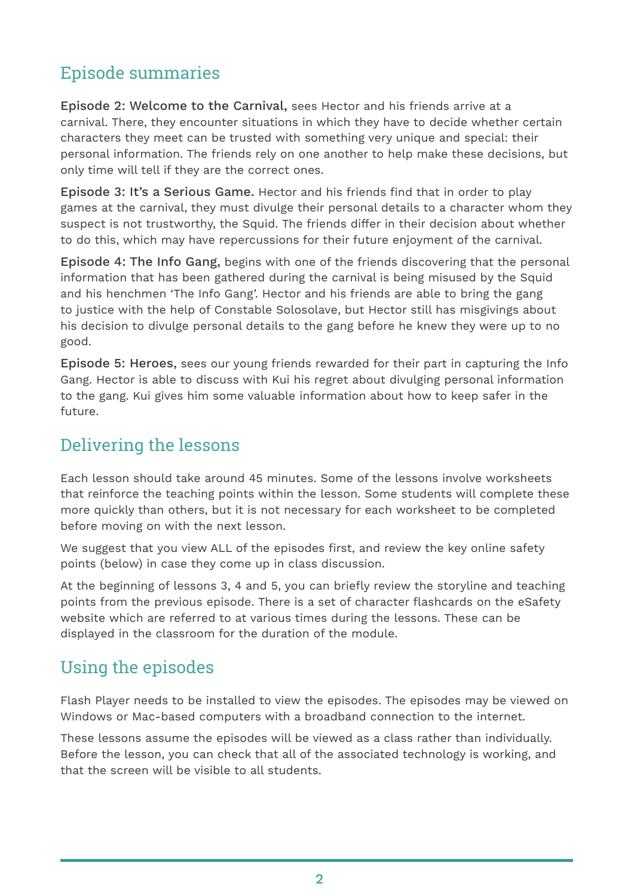## Episode summaries

**Episode 2: Welcome to the Carnival,** sees Hector and his friends arrive at a carnival. There, they encounter situations in which they have to decide whether certain characters they meet can be trusted with something very unique and special: their personal information. The friends rely on one another to help make these decisions, but only time will tell if they are the correct ones.

**Episode 3: It's a Serious Game.** Hector and his friends find that in order to play games at the carnival, they must divulge their personal details to a character whom they suspect is not trustworthy, the Squid. The friends differ in their decision about whether to do this, which may have repercussions for their future enjoyment of the carnival.

**Episode 4: The Info Gang,** begins with one of the friends discovering that the personal information that has been gathered during the carnival is being misused by the Squid and his henchmen 'The Info Gang'. Hector and his friends are able to bring the gang to justice with the help of Constable Solosolave, but Hector still has misgivings about his decision to divulge personal details to the gang before he knew they were up to no good.

**Episode 5: Heroes,** sees our young friends rewarded for their part in capturing the Info Gang. Hector is able to discuss with Kui his regret about divulging personal information to the gang. Kui gives him some valuable information about how to keep safer in the future.

## Delivering the lessons

Each lesson should take around 45 minutes. Some of the lessons involve worksheets that reinforce the teaching points within the lesson. Some students will complete these more quickly than others, but it is not necessary for each worksheet to be completed before moving on with the next lesson.

We suggest that you view ALL of the episodes first, and review the key online safety points (below) in case they come up in class discussion.

At the beginning of lessons 3, 4 and 5, you can briefly review the storyline and teaching points from the previous episode. There is a set of character flashcards on the eSafety website which are referred to at various times during the lessons. These can be displayed in the classroom for the duration of the module.

## Using the episodes

Flash Player needs to be installed to view the episodes. The episodes may be viewed on Windows or Mac-based computers with a broadband connection to the internet.

These lessons assume the episodes will be viewed as a class rather than individually. Before the lesson, you can check that all of the associated technology is working, and that the screen will be visible to all students.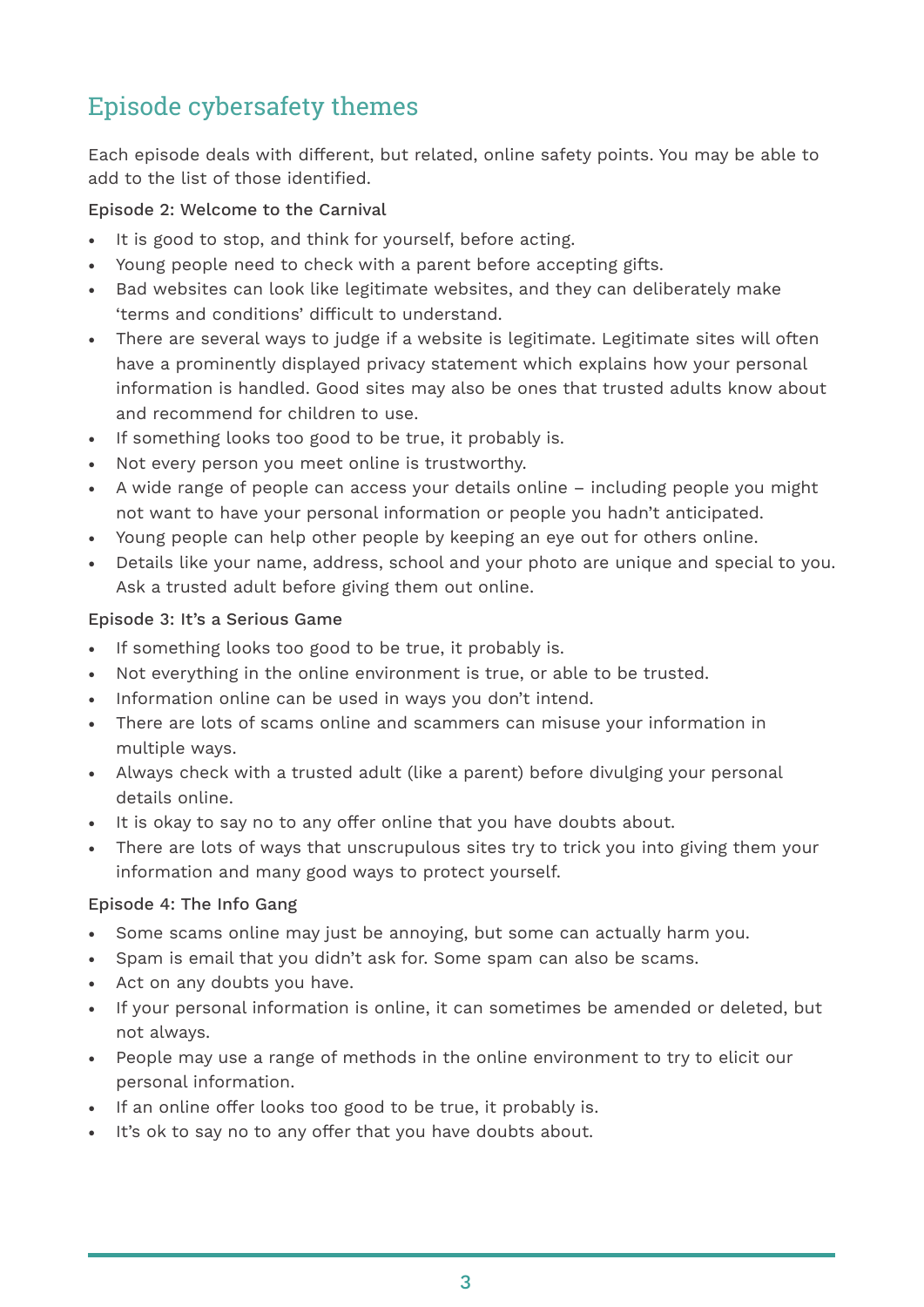## Episode cybersafety themes

Each episode deals with different, but related, online safety points. You may be able to add to the list of those identified.

### Episode 2: Welcome to the Carnival

- It is good to stop, and think for yourself, before acting.
- Young people need to check with a parent before accepting gifts.
- Bad websites can look like legitimate websites, and they can deliberately make 'terms and conditions' difficult to understand.
- There are several ways to judge if a website is legitimate. Legitimate sites will often have a prominently displayed privacy statement which explains how your personal information is handled. Good sites may also be ones that trusted adults know about and recommend for children to use.
- If something looks too good to be true, it probably is.
- Not every person you meet online is trustworthy.
- A wide range of people can access your details online – including people you might not want to have your personal information or people you hadn't anticipated.
- Young people can help other people by keeping an eye out for others online.
- Details like your name, address, school and your photo are unique and special to you. Ask a trusted adult before giving them out online.

### Episode 3: It's a Serious Game

- If something looks too good to be true, it probably is.
- Not everything in the online environment is true, or able to be trusted.
- Information online can be used in ways you don't intend.
- There are lots of scams online and scammers can misuse your information in multiple ways.
- Always check with a trusted adult (like a parent) before divulging your personal details online.
- It is okay to say no to any offer online that you have doubts about.
- There are lots of ways that unscrupulous sites try to trick you into giving them your information and many good ways to protect yourself.

### Episode 4: The Info Gang

- Some scams online may just be annoying, but some can actually harm you.
- Spam is email that you didn't ask for. Some spam can also be scams.
- Act on any doubts you have.
- If your personal information is online, it can sometimes be amended or deleted, but not always.
- People may use a range of methods in the online environment to try to elicit our personal information.
- If an online offer looks too good to be true, it probably is.
- It's ok to say no to any offer that you have doubts about.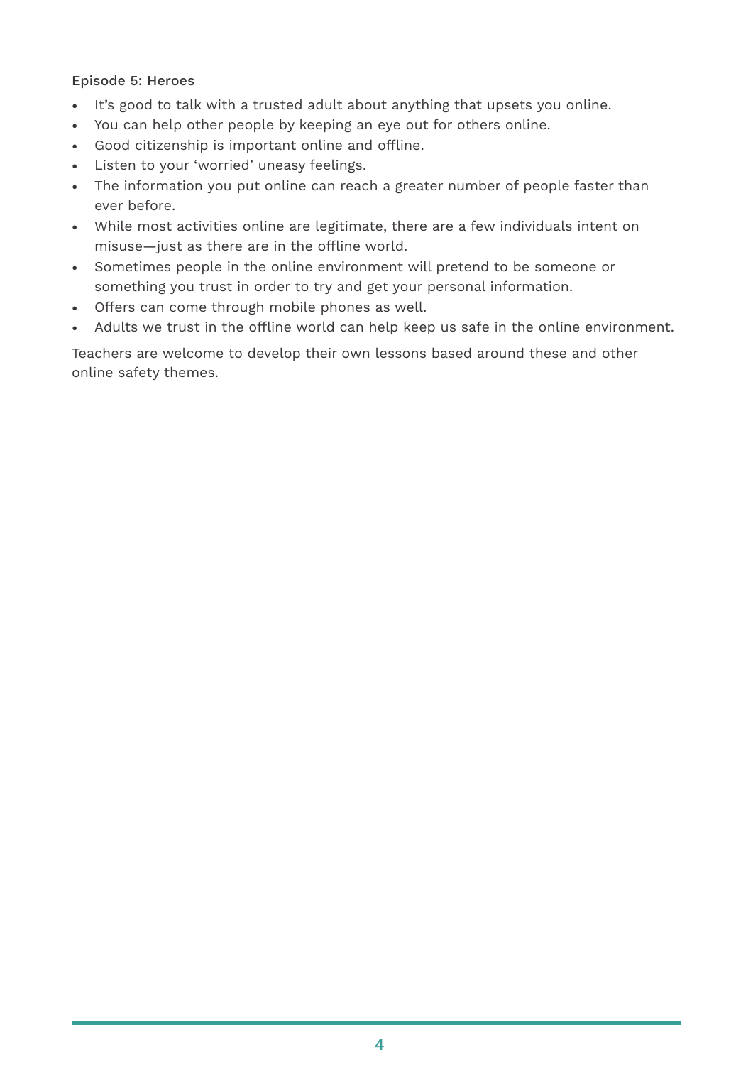Episode 5: Heroes

- It's good to talk with a trusted adult about anything that upsets you online.
- You can help other people by keeping an eye out for others online.
- Good citizenship is important online and offline.
- Listen to your 'worried' uneasy feelings.
- The information you put online can reach a greater number of people faster than ever before.
- While most activities online are legitimate, there are a few individuals intent on misuse—just as there are in the offline world.
- Sometimes people in the online environment will pretend to be someone or something you trust in order to try and get your personal information.
- Offers can come through mobile phones as well.
- Adults we trust in the offline world can help keep us safe in the online environment.

Teachers are welcome to develop their own lessons based around these and other online safety themes.